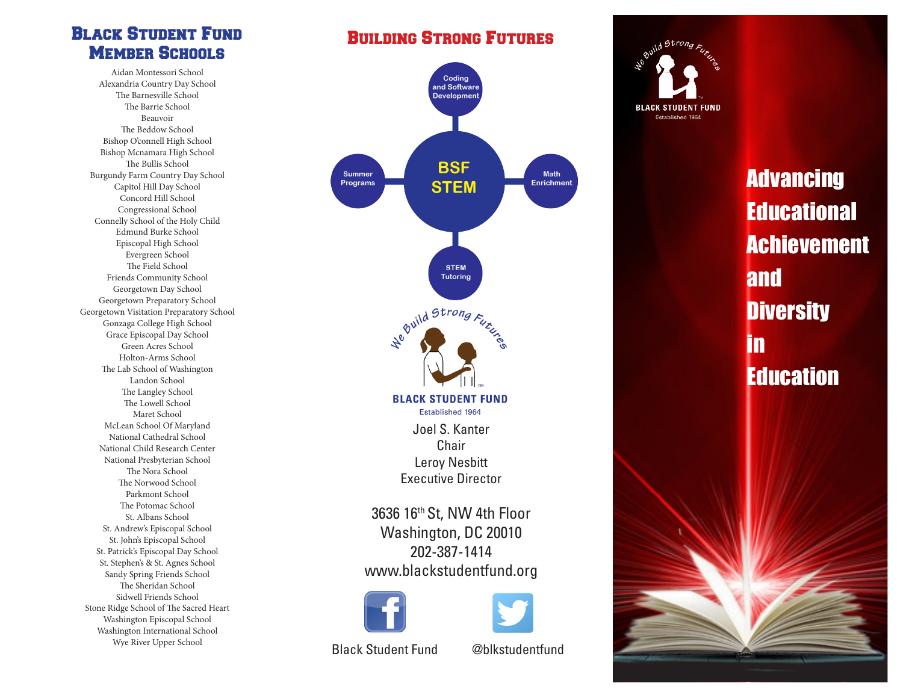# Black Student Fund Member Schools

Aidan Montessori School
Alexandria Country Day School
The Barnesville School
The Barrie School
Beauvoir
The Beddow School
Bishop O'connell High School
Bishop Mcnamara High School
The Bullis School
Burgundy Farm Country Day School
Capitol Hill Day School
Concord Hill School
Congressional School
Connelly School of the Holy Child
Edmund Burke School
Episcopal High School
Evergreen School
The Field School
Friends Community School
Georgetown Day School
Georgetown Preparatory School
Georgetown Visitation Preparatory School
Gonzaga College High School
Grace Episcopal Day School
Green Acres School
Holton-Arms School
The Lab School of Washington
Landon School
The Langley School
The Lowell School
Maret School
McLean School Of Maryland
National Cathedral School
National Child Research Center
National Presbyterian School
The Nora School
The Norwood School
Parkmont School
The Potomac School
St. Albans School
St. Andrew's Episcopal School
St. John's Episcopal School
St. Patrick's Episcopal Day School
St. Stephen's & St. Agnes School
Sandy Spring Friends School
The Sheridan School
Sidwell Friends School
Stone Ridge School of The Sacred Heart
Washington Episcopal School
Washington International School
Wye River Upper School

# Building Strong Futures

**BSF STEM**

- Coding and Software Development
- Summer Programs
- Math Enrichment
- STEM Tutoring

We Build Strong Futures

**BLACK STUDENT FUND**
Established 1964

Joel S. Kanter
Chair
Leroy Nesbitt
Executive Director

3636 16th St, NW 4th Floor
Washington, DC 20010
202-387-1414
www.blackstudentfund.org

Black Student Fund

@blkstudentfund

We Build Strong Futures

BLACK STUDENT FUND
Established 1964

# Advancing Educational Achievement and Diversity in Education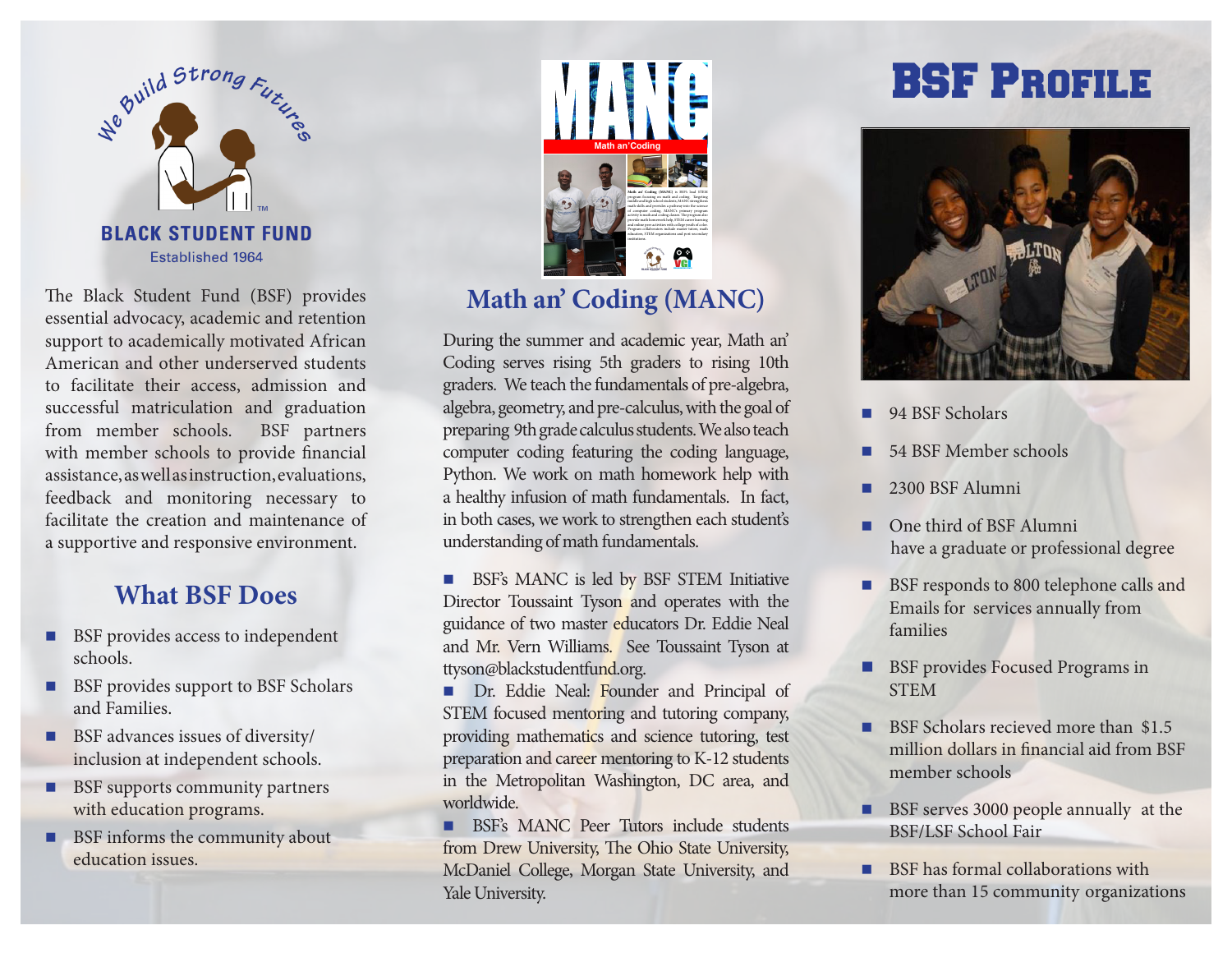We Build Strong Futures

**BLACK STUDENT FUND**

Established 1964

The Black Student Fund (BSF) provides essential advocacy, academic and retention support to academically motivated African American and other underserved students to facilitate their access, admission and successful matriculation and graduation from member schools. BSF partners with member schools to provide financial assistance, as well as instruction, evaluations, feedback and monitoring necessary to facilitate the creation and maintenance of a supportive and responsive environment.

## What BSF Does

- BSF provides access to independent schools.
- BSF provides support to BSF Scholars and Families.
- BSF advances issues of diversity/ inclusion at independent schools.
- BSF supports community partners with education programs.
- BSF informs the community about education issues.

## Math an' Coding (MANC)

During the summer and academic year, Math an' Coding serves rising 5th graders to rising 10th graders. We teach the fundamentals of pre-algebra, algebra, geometry, and pre-calculus, with the goal of preparing 9th grade calculus students. We also teach computer coding featuring the coding language, Python. We work on math homework help with a healthy infusion of math fundamentals. In fact, in both cases, we work to strengthen each student's understanding of math fundamentals.

- BSF's MANC is led by BSF STEM Initiative Director Toussaint Tyson and operates with the guidance of two master educators Dr. Eddie Neal and Mr. Vern Williams. See Toussaint Tyson at ttyson@blackstudentfund.org.
- Dr. Eddie Neal: Founder and Principal of STEM focused mentoring and tutoring company, providing mathematics and science tutoring, test preparation and career mentoring to K-12 students in the Metropolitan Washington, DC area, and worldwide.
- BSF's MANC Peer Tutors include students from Drew University, The Ohio State University, McDaniel College, Morgan State University, and Yale University.

# BSF Profile

- 94 BSF Scholars
- 54 BSF Member schools
- 2300 BSF Alumni
- One third of BSF Alumni have a graduate or professional degree
- BSF responds to 800 telephone calls and Emails for services annually from families
- BSF provides Focused Programs in STEM
- BSF Scholars recieved more than $1.5 million dollars in financial aid from BSF member schools
- BSF serves 3000 people annually at the BSF/LSF School Fair
- BSF has formal collaborations with more than 15 community organizations